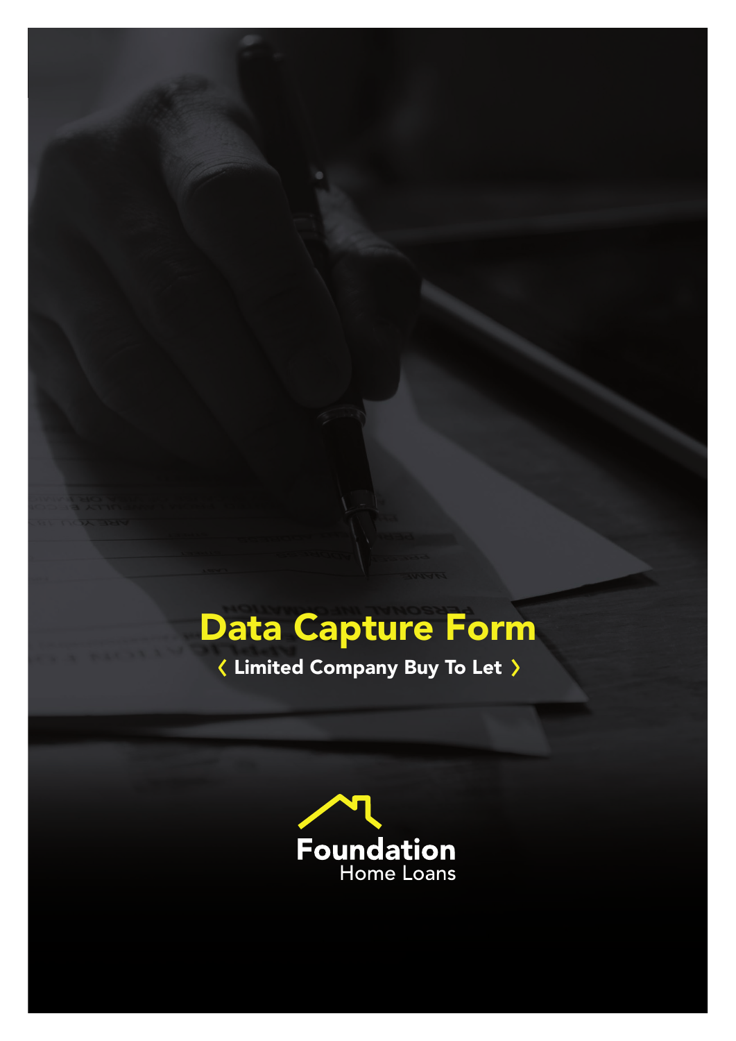# Data Capture Form

**‹ Limited Company Buy To Let ›**

Foundation
Home Loans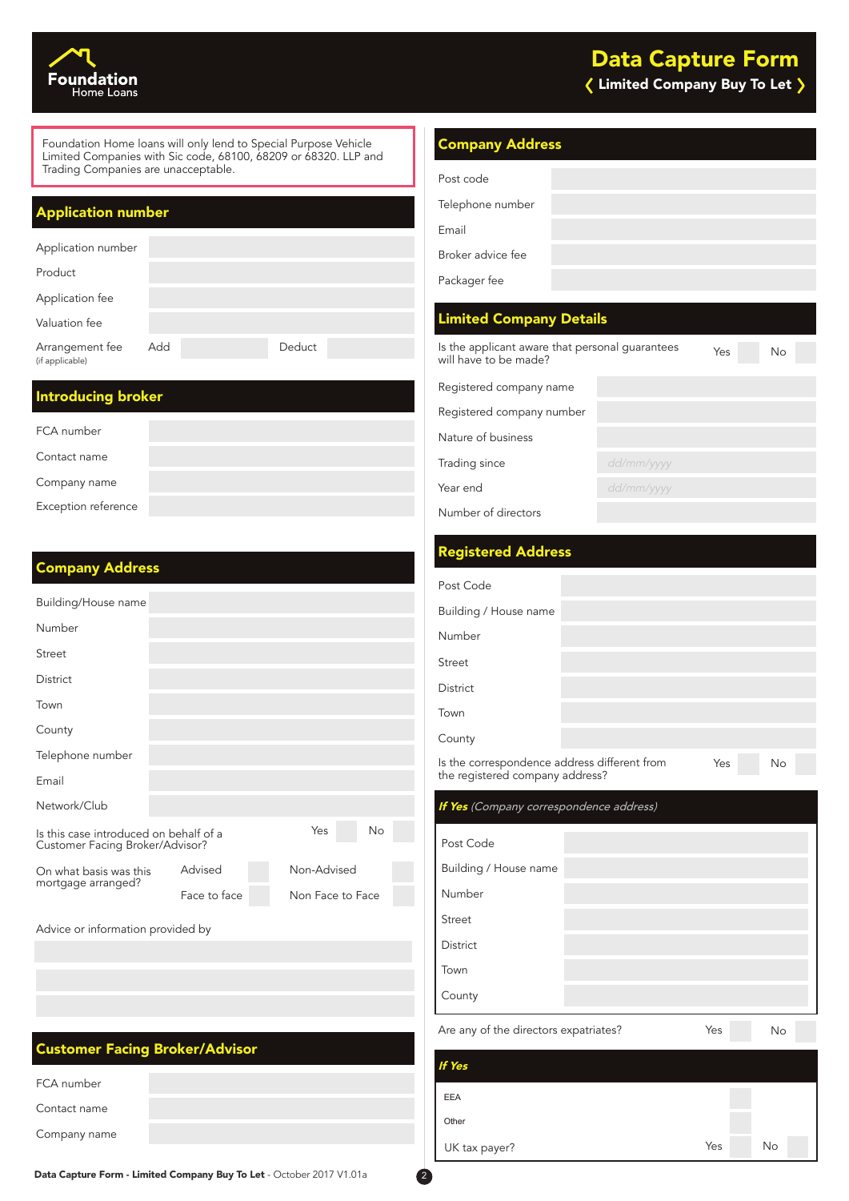# Data Capture Form

**❬ Limited Company Buy To Let ❭**

Foundation Home Loans

Foundation Home loans will only lend to Special Purpose Vehicle Limited Companies with Sic code, 68100, 68209 or 68320. LLP and Trading Companies are unacceptable.

## Application number

| | |
|---|---|
| Application number | |
| Product | |
| Application fee | |
| Valuation fee | |
| Arrangement fee (if applicable) | Add ___ Deduct ___ |

## Introducing broker

| | |
|---|---|
| FCA number | |
| Contact name | |
| Company name | |
| Exception reference | |

## Company Address

| | |
|---|---|
| Building/House name | |
| Number | |
| Street | |
| District | |
| Town | |
| County | |
| Telephone number | |
| Email | |
| Network/Club | |

Is this case introduced on behalf of a Customer Facing Broker/Advisor? Yes ☐ No ☐

On what basis was this mortgage arranged? Advised ☐ Non-Advised ☐ Face to face ☐ Non Face to Face ☐

Advice or information provided by

## Customer Facing Broker/Advisor

| | |
|---|---|
| FCA number | |
| Contact name | |
| Company name | |

## Company Address

| | |
|---|---|
| Post code | |
| Telephone number | |
| Email | |
| Broker advice fee | |
| Packager fee | |

## Limited Company Details

Is the applicant aware that personal guarantees will have to be made? Yes ☐ No ☐

| | |
|---|---|
| Registered company name | |
| Registered company number | |
| Nature of business | |
| Trading since | dd/mm/yyyy |
| Year end | dd/mm/yyyy |
| Number of directors | |

## Registered Address

| | |
|---|---|
| Post Code | |
| Building / House name | |
| Number | |
| Street | |
| District | |
| Town | |
| County | |

Is the correspondence address different from the registered company address? Yes ☐ No ☐

### *If Yes (Company correspondence address)*

| | |
|---|---|
| Post Code | |
| Building / House name | |
| Number | |
| Street | |
| District | |
| Town | |
| County | |

Are any of the directors expatriates? Yes ☐ No ☐

### *If Yes*

EEA ☐

Other ☐

UK tax payer? Yes ☐ No ☐

**Data Capture Form - Limited Company Buy To Let** - October 2017 V1.01a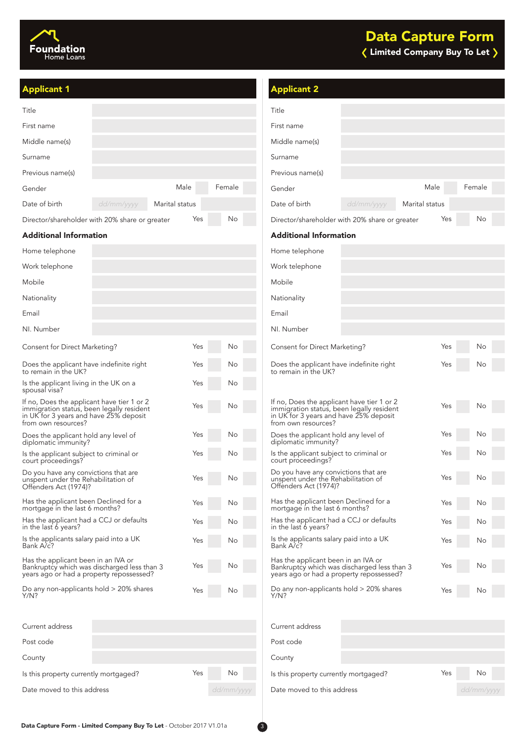# Data Capture Form

❬ Limited Company Buy To Let ❭

## Applicant 1

| Field | |
|---|---|
| Title | |
| First name | |
| Middle name(s) | |
| Surname | |
| Previous name(s) | |
| Gender | Male ☐ Female ☐ |
| Date of birth | dd/mm/yyyy |
| Marital status | |
| Director/shareholder with 20% share or greater | Yes ☐ No ☐ |

### Additional Information

| Field | |
|---|---|
| Home telephone | |
| Work telephone | |
| Mobile | |
| Nationality | |
| Email | |
| NI. Number | |

| Question | Yes | No |
|---|---|---|
| Consent for Direct Marketing? | ☐ | ☐ |
| Does the applicant have indefinite right to remain in the UK? | ☐ | ☐ |
| Is the applicant living in the UK on a spousal visa? | ☐ | ☐ |
| If no, Does the applicant have tier 1 or 2 immigration status, been legally resident in UK for 3 years and have 25% deposit from own resources? | ☐ | ☐ |
| Does the applicant hold any level of diplomatic immunity? | ☐ | ☐ |
| Is the applicant subject to criminal or court proceedings? | ☐ | ☐ |
| Do you have any convictions that are unspent under the Rehabilitation of Offenders Act (1974)? | ☐ | ☐ |
| Has the applicant been Declined for a mortgage in the last 6 months? | ☐ | ☐ |
| Has the applicant had a CCJ or defaults in the last 6 years? | ☐ | ☐ |
| Is the applicants salary paid into a UK Bank A/c? | ☐ | ☐ |
| Has the applicant been in an IVA or Bankruptcy which was discharged less than 3 years ago or had a property repossessed? | ☐ | ☐ |
| Do any non-applicants hold > 20% shares Y/N? | ☐ | ☐ |

| Field | |
|---|---|
| Current address | |
| Post code | |
| County | |
| Is this property currently mortgaged? | Yes ☐ No ☐ |
| Date moved to this address | dd/mm/yyyy |

## Applicant 2

| Field | |
|---|---|
| Title | |
| First name | |
| Middle name(s) | |
| Surname | |
| Previous name(s) | |
| Gender | Male ☐ Female ☐ |
| Date of birth | dd/mm/yyyy |
| Marital status | |
| Director/shareholder with 20% share or greater | Yes ☐ No ☐ |

### Additional Information

| Field | |
|---|---|
| Home telephone | |
| Work telephone | |
| Mobile | |
| Nationality | |
| Email | |
| NI. Number | |

| Question | Yes | No |
|---|---|---|
| Consent for Direct Marketing? | ☐ | ☐ |
| Does the applicant have indefinite right to remain in the UK? | ☐ | ☐ |
| If no, Does the applicant have tier 1 or 2 immigration status, been legally resident in UK for 3 years and have 25% deposit from own resources? | ☐ | ☐ |
| Does the applicant hold any level of diplomatic immunity? | ☐ | ☐ |
| Is the applicant subject to criminal or court proceedings? | ☐ | ☐ |
| Do you have any convictions that are unspent under the Rehabilitation of Offenders Act (1974)? | ☐ | ☐ |
| Has the applicant been Declined for a mortgage in the last 6 months? | ☐ | ☐ |
| Has the applicant had a CCJ or defaults in the last 6 years? | ☐ | ☐ |
| Is the applicants salary paid into a UK Bank A/c? | ☐ | ☐ |
| Has the applicant been in an IVA or Bankruptcy which was discharged less than 3 years ago or had a property repossessed? | ☐ | ☐ |
| Do any non-applicants hold > 20% shares Y/N? | ☐ | ☐ |

| Field | |
|---|---|
| Current address | |
| Post code | |
| County | |
| Is this property currently mortgaged? | Yes ☐ No ☐ |
| Date moved to this address | dd/mm/yyyy |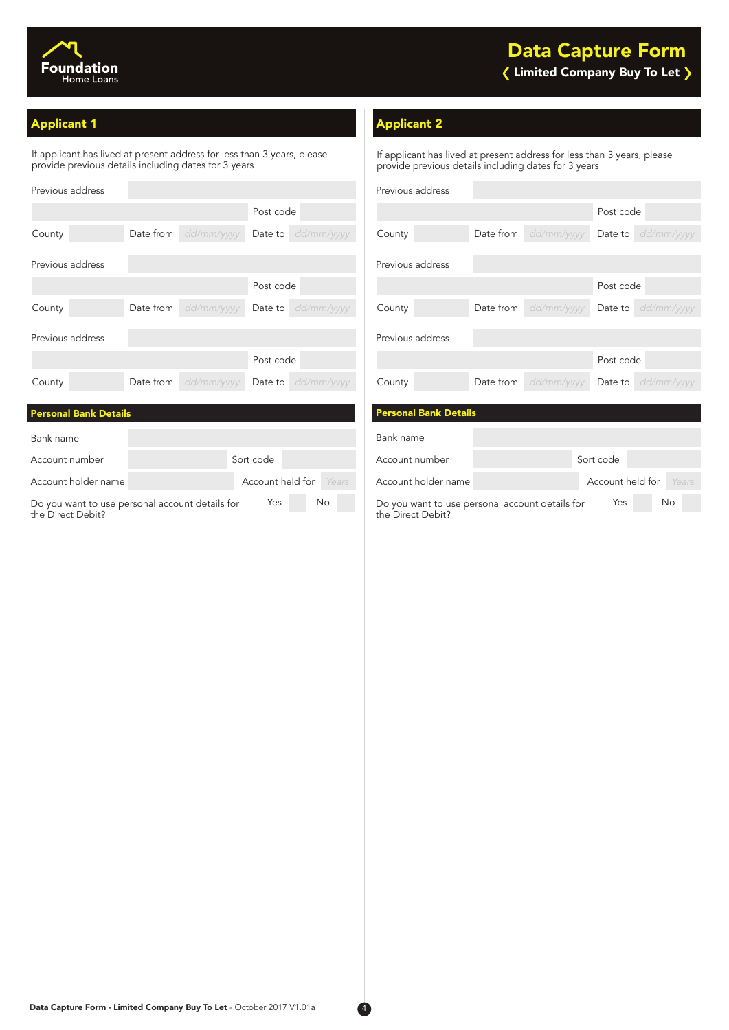# Data Capture Form

**Limited Company Buy To Let**

## Applicant 1

If applicant has lived at present address for less than 3 years, please provide previous details including dates for 3 years

| | | | | | |
|---|---|---|---|---|---|
| Previous address | | | | | |
| | | | | Post code | |
| County | | Date from | dd/mm/yyyy | Date to | dd/mm/yyyy |

| | | | | | |
|---|---|---|---|---|---|
| Previous address | | | | | |
| | | | | Post code | |
| County | | Date from | dd/mm/yyyy | Date to | dd/mm/yyyy |

| | | | | | |
|---|---|---|---|---|---|
| Previous address | | | | | |
| | | | | Post code | |
| County | | Date from | dd/mm/yyyy | Date to | dd/mm/yyyy |

### Personal Bank Details

| | | | |
|---|---|---|---|
| Bank name | | | |
| Account number | | Sort code | |
| Account holder name | | Account held for | Years |

Do you want to use personal account details for the Direct Debit? Yes ☐ No ☐

## Applicant 2

If applicant has lived at present address for less than 3 years, please provide previous details including dates for 3 years

| | | | | | |
|---|---|---|---|---|---|
| Previous address | | | | | |
| | | | | Post code | |
| County | | Date from | dd/mm/yyyy | Date to | dd/mm/yyyy |

| | | | | | |
|---|---|---|---|---|---|
| Previous address | | | | | |
| | | | | Post code | |
| County | | Date from | dd/mm/yyyy | Date to | dd/mm/yyyy |

| | | | | | |
|---|---|---|---|---|---|
| Previous address | | | | | |
| | | | | Post code | |
| County | | Date from | dd/mm/yyyy | Date to | dd/mm/yyyy |

### Personal Bank Details

| | | | |
|---|---|---|---|
| Bank name | | | |
| Account number | | Sort code | |
| Account holder name | | Account held for | Years |

Do you want to use personal account details for the Direct Debit? Yes ☐ No ☐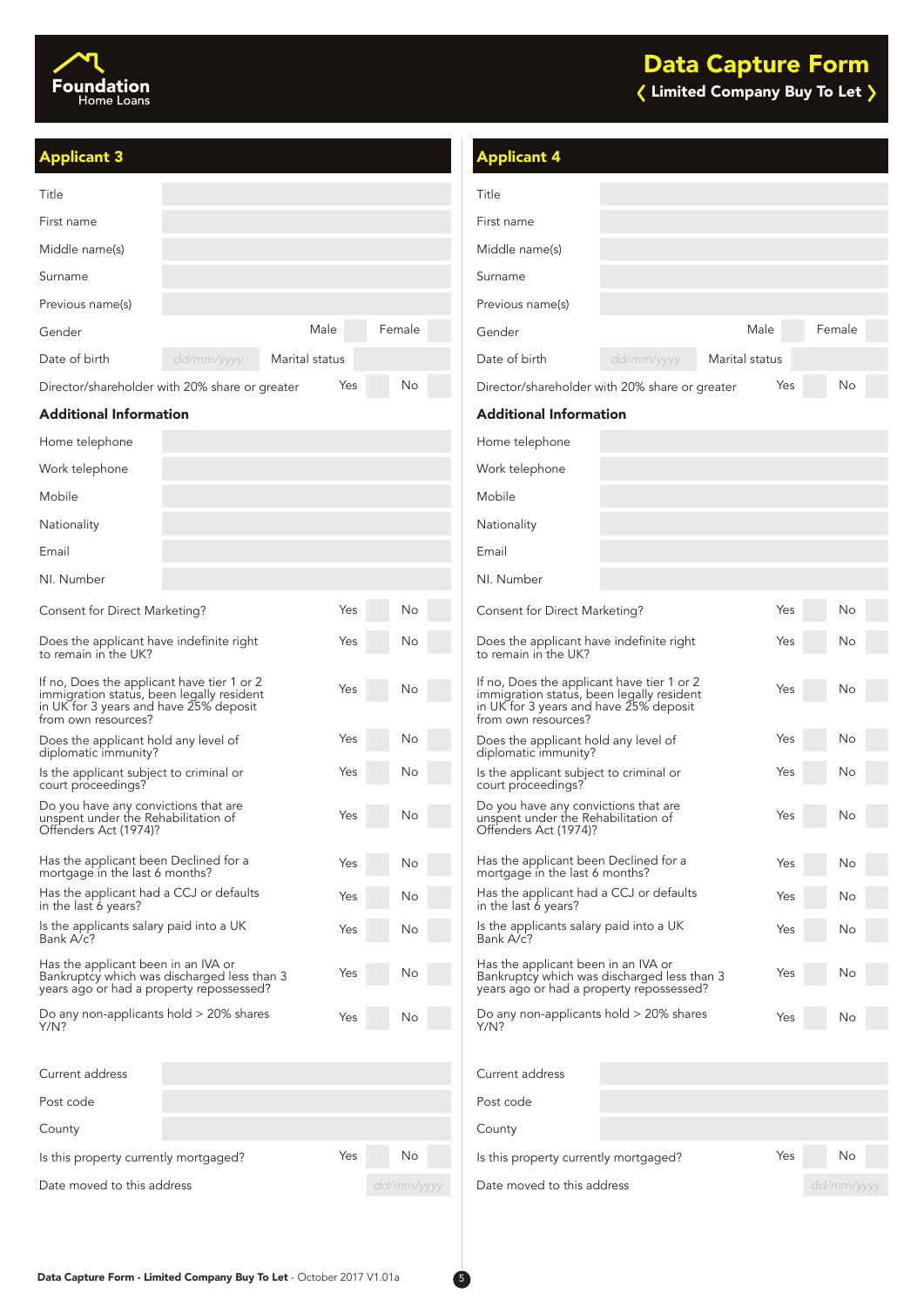# Data Capture Form

## Limited Company Buy To Let

## Applicant 3

| Field | Value |
|---|---|
| Title | |
| First name | |
| Middle name(s) | |
| Surname | |
| Previous name(s) | |
| Gender | Male ☐ Female ☐ |
| Date of birth | dd/mm/yyyy |
| Marital status | |
| Director/shareholder with 20% share or greater | Yes ☐ No ☐ |

### Additional Information

| Field | Value |
|---|---|
| Home telephone | |
| Work telephone | |
| Mobile | |
| Nationality | |
| Email | |
| NI. Number | |

| Question | Yes | No |
|---|---|---|
| Consent for Direct Marketing? | ☐ | ☐ |
| Does the applicant have indefinite right to remain in the UK? | ☐ | ☐ |
| If no, Does the applicant have tier 1 or 2 immigration status, been legally resident in UK for 3 years and have 25% deposit from own resources? | ☐ | ☐ |
| Does the applicant hold any level of diplomatic immunity? | ☐ | ☐ |
| Is the applicant subject to criminal or court proceedings? | ☐ | ☐ |
| Do you have any convictions that are unspent under the Rehabilitation of Offenders Act (1974)? | ☐ | ☐ |
| Has the applicant been Declined for a mortgage in the last 6 months? | ☐ | ☐ |
| Has the applicant had a CCJ or defaults in the last 6 years? | ☐ | ☐ |
| Is the applicants salary paid into a UK Bank A/c? | ☐ | ☐ |
| Has the applicant been in an IVA or Bankruptcy which was discharged less than 3 years ago or had a property repossessed? | ☐ | ☐ |
| Do any non-applicants hold > 20% shares Y/N? | ☐ | ☐ |

| Field | Value |
|---|---|
| Current address | |
| Post code | |
| County | |
| Is this property currently mortgaged? | Yes ☐ No ☐ |
| Date moved to this address | dd/mm/yyyy |

## Applicant 4

| Field | Value |
|---|---|
| Title | |
| First name | |
| Middle name(s) | |
| Surname | |
| Previous name(s) | |
| Gender | Male ☐ Female ☐ |
| Date of birth | dd/mm/yyyy |
| Marital status | |
| Director/shareholder with 20% share or greater | Yes ☐ No ☐ |

### Additional Information

| Field | Value |
|---|---|
| Home telephone | |
| Work telephone | |
| Mobile | |
| Nationality | |
| Email | |
| NI. Number | |

| Question | Yes | No |
|---|---|---|
| Consent for Direct Marketing? | ☐ | ☐ |
| Does the applicant have indefinite right to remain in the UK? | ☐ | ☐ |
| If no, Does the applicant have tier 1 or 2 immigration status, been legally resident in UK for 3 years and have 25% deposit from own resources? | ☐ | ☐ |
| Does the applicant hold any level of diplomatic immunity? | ☐ | ☐ |
| Is the applicant subject to criminal or court proceedings? | ☐ | ☐ |
| Do you have any convictions that are unspent under the Rehabilitation of Offenders Act (1974)? | ☐ | ☐ |
| Has the applicant been Declined for a mortgage in the last 6 months? | ☐ | ☐ |
| Has the applicant had a CCJ or defaults in the last 6 years? | ☐ | ☐ |
| Is the applicants salary paid into a UK Bank A/c? | ☐ | ☐ |
| Has the applicant been in an IVA or Bankruptcy which was discharged less than 3 years ago or had a property repossessed? | ☐ | ☐ |
| Do any non-applicants hold > 20% shares Y/N? | ☐ | ☐ |

| Field | Value |
|---|---|
| Current address | |
| Post code | |
| County | |
| Is this property currently mortgaged? | Yes ☐ No ☐ |
| Date moved to this address | dd/mm/yyyy |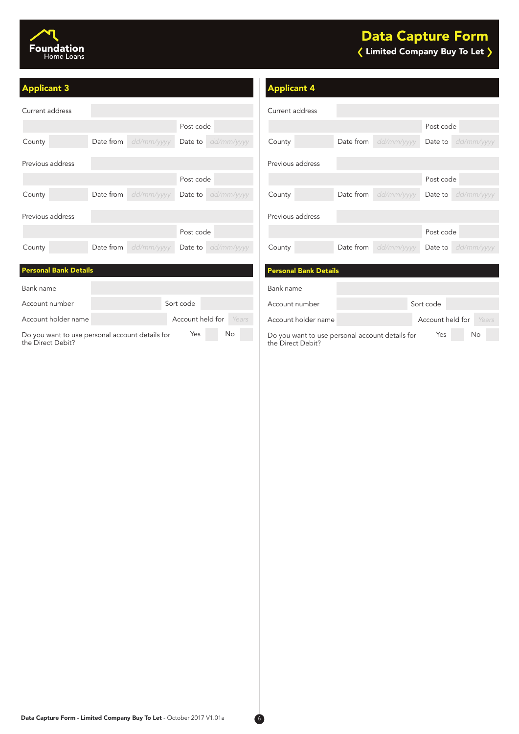# Data Capture Form

❬ Limited Company Buy To Let ❭

## Applicant 3

| | | | | | |
|---|---|---|---|---|---|
| Current address | | | | | |
| | | | | Post code | |
| County | | Date from | dd/mm/yyyy | Date to | dd/mm/yyyy |
| Previous address | | | | | |
| | | | | Post code | |
| County | | Date from | dd/mm/yyyy | Date to | dd/mm/yyyy |
| Previous address | | | | | |
| | | | | Post code | |
| County | | Date from | dd/mm/yyyy | Date to | dd/mm/yyyy |

### Personal Bank Details

| | | | |
|---|---|---|---|
| Bank name | | | |
| Account number | | Sort code | |
| Account holder name | | Account held for | Years |

Do you want to use personal account details for the Direct Debit? Yes ☐ No ☐

## Applicant 4

| | | | | | |
|---|---|---|---|---|---|
| Current address | | | | | |
| | | | | Post code | |
| County | | Date from | dd/mm/yyyy | Date to | dd/mm/yyyy |
| Previous address | | | | | |
| | | | | Post code | |
| County | | Date from | dd/mm/yyyy | Date to | dd/mm/yyyy |
| Previous address | | | | | |
| | | | | Post code | |
| County | | Date from | dd/mm/yyyy | Date to | dd/mm/yyyy |

### Personal Bank Details

| | | | |
|---|---|---|---|
| Bank name | | | |
| Account number | | Sort code | |
| Account holder name | | Account held for | Years |

Do you want to use personal account details for the Direct Debit? Yes ☐ No ☐

**Data Capture Form - Limited Company Buy To Let** - October 2017 V1.01a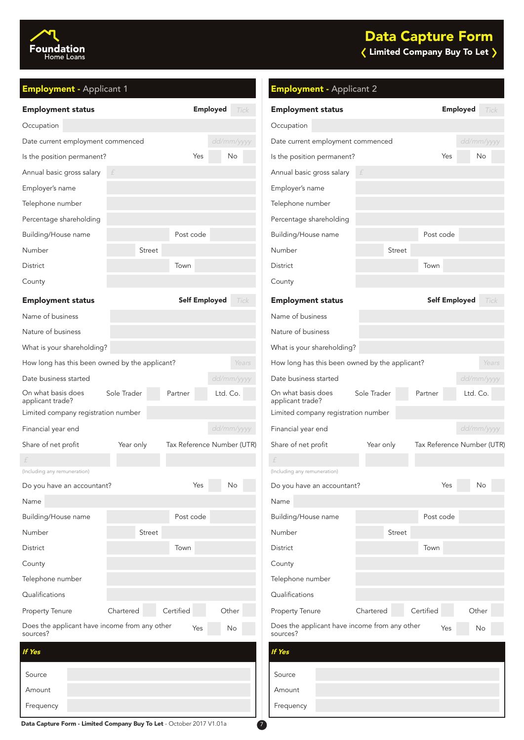# Data Capture Form

Limited Company Buy To Let

## Employment - Applicant 1

**Employment status** — **Employed** Tick

Occupation

Date current employment commenced dd/mm/yyyy

Is the position permanent? Yes No

Annual basic gross salary £

Employer's name

Telephone number

Percentage shareholding

Building/House name — Post code

Number — Street

District — Town

County

**Employment status** — **Self Employed** Tick

Name of business

Nature of business

What is your shareholding?

How long has this been owned by the applicant? Years

Date business started dd/mm/yyyy

On what basis does applicant trade? Sole Trader — Partner — Ltd. Co.

Limited company registration number

Financial year end dd/mm/yyyy

Share of net profit — Year only — Tax Reference Number (UTR)

£

(Including any remuneration)

Do you have an accountant? Yes No

Name

Building/House name — Post code

Number — Street

District — Town

County

Telephone number

Qualifications

Property Tenure — Chartered — Certified — Other

Does the applicant have income from any other sources? Yes No

***If Yes***

Source

Amount

Frequency

## Employment - Applicant 2

**Employment status** — **Employed** Tick

Occupation

Date current employment commenced dd/mm/yyyy

Is the position permanent? Yes No

Annual basic gross salary £

Employer's name

Telephone number

Percentage shareholding

Building/House name — Post code

Number — Street

District — Town

County

**Employment status** — **Self Employed** Tick

Name of business

Nature of business

What is your shareholding?

How long has this been owned by the applicant? Years

Date business started dd/mm/yyyy

On what basis does applicant trade? Sole Trader — Partner — Ltd. Co.

Limited company registration number

Financial year end dd/mm/yyyy

Share of net profit — Year only — Tax Reference Number (UTR)

£

(Including any remuneration)

Do you have an accountant? Yes No

Name

Building/House name — Post code

Number — Street

District — Town

County

Telephone number

Qualifications

Property Tenure — Chartered — Certified — Other

Does the applicant have income from any other sources? Yes No

***If Yes***

Source

Amount

Frequency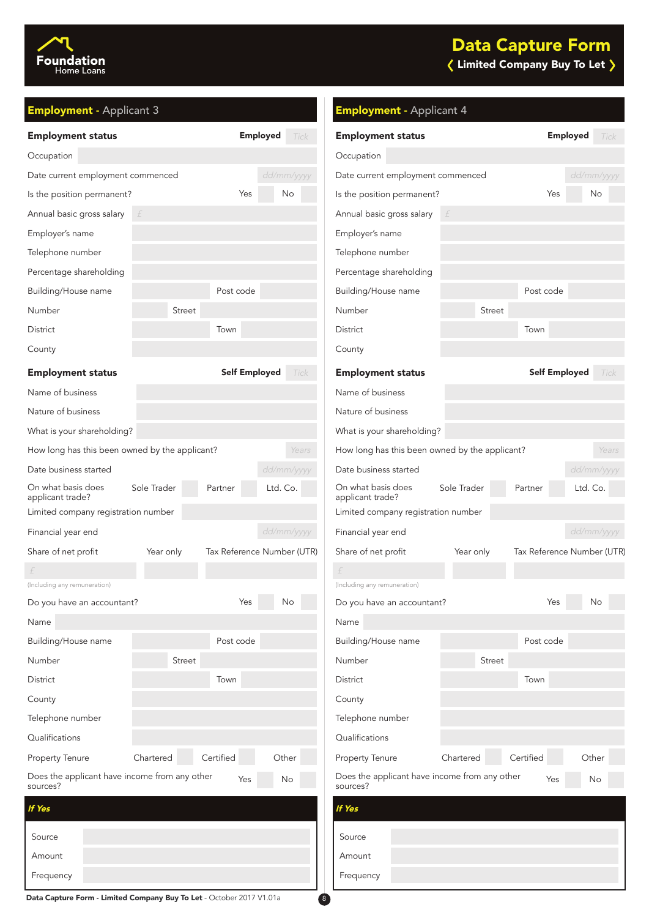# Data Capture Form

❬ Limited Company Buy To Let ❭

## Employment - Applicant 3

| **Employment status** | **Employed** | Tick |
|---|---|---|
| Occupation | | |
| Date current employment commenced | | dd/mm/yyyy |
| Is the position permanent? | Yes | No |
| Annual basic gross salary | £ | |
| Employer's name | | |
| Telephone number | | |
| Percentage shareholding | | |
| Building/House name | | Post code |
| Number | | Street |
| District | | Town |
| County | | |

| **Employment status** | **Self Employed** | Tick |
|---|---|---|
| Name of business | | |
| Nature of business | | |
| What is your shareholding? | | |
| How long has this been owned by the applicant? | | Years |
| Date business started | | dd/mm/yyyy |
| On what basis does applicant trade? | Sole Trader / Partner | Ltd. Co. |
| Limited company registration number | | |
| Financial year end | | dd/mm/yyyy |
| Share of net profit | Year only | Tax Reference Number (UTR) |
| £ (Including any remuneration) | | |
| Do you have an accountant? | Yes | No |
| Name | | |
| Building/House name | | Post code |
| Number | | Street |
| District | | Town |
| County | | |
| Telephone number | | |
| Qualifications | | |
| Property Tenure | Chartered / Certified | Other |
| Does the applicant have income from any other sources? | Yes | No |

***If Yes***

| Source | |
|---|---|
| Amount | |
| Frequency | |

## Employment - Applicant 4

| **Employment status** | **Employed** | Tick |
|---|---|---|
| Occupation | | |
| Date current employment commenced | | dd/mm/yyyy |
| Is the position permanent? | Yes | No |
| Annual basic gross salary | £ | |
| Employer's name | | |
| Telephone number | | |
| Percentage shareholding | | |
| Building/House name | | Post code |
| Number | | Street |
| District | | Town |
| County | | |

| **Employment status** | **Self Employed** | Tick |
|---|---|---|
| Name of business | | |
| Nature of business | | |
| What is your shareholding? | | |
| How long has this been owned by the applicant? | | Years |
| Date business started | | dd/mm/yyyy |
| On what basis does applicant trade? | Sole Trader / Partner | Ltd. Co. |
| Limited company registration number | | |
| Financial year end | | dd/mm/yyyy |
| Share of net profit | Year only | Tax Reference Number (UTR) |
| £ (Including any remuneration) | | |
| Do you have an accountant? | Yes | No |
| Name | | |
| Building/House name | | Post code |
| Number | | Street |
| District | | Town |
| County | | |
| Telephone number | | |
| Qualifications | | |
| Property Tenure | Chartered / Certified | Other |
| Does the applicant have income from any other sources? | Yes | No |

***If Yes***

| Source | |
|---|---|
| Amount | |
| Frequency | |

**Data Capture Form - Limited Company Buy To Let** - October 2017 V1.01a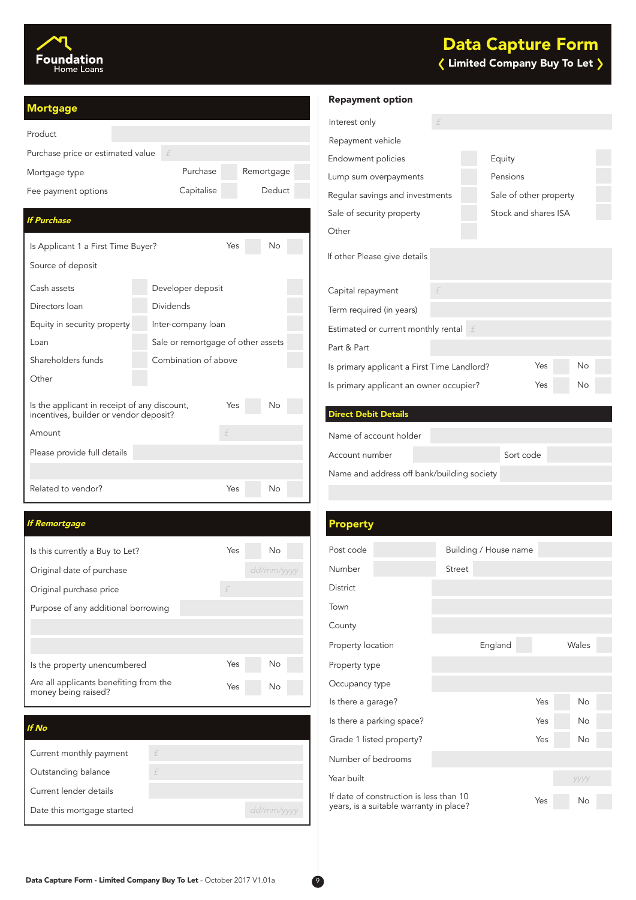# Foundation Home Loans

# Data Capture Form

## Limited Company Buy To Let

## Mortgage

| | |
|---|---|
| Product | |
| Purchase price or estimated value | £ |
| Mortgage type | Purchase ☐ Remortgage ☐ |
| Fee payment options | Capitalise ☐ Deduct ☐ |

### *If Purchase*

| | |
|---|---|
| Is Applicant 1 a First Time Buyer? | Yes ☐ No ☐ |

Source of deposit

| | | | |
|---|---|---|---|
| Cash assets | ☐ | Developer deposit | ☐ |
| Directors loan | ☐ | Dividends | ☐ |
| Equity in security property | ☐ | Inter-company loan | ☐ |
| Loan | ☐ | Sale or remortgage of other assets | ☐ |
| Shareholders funds | ☐ | Combination of above | ☐ |
| Other | ☐ | | |

| | |
|---|---|
| Is the applicant in receipt of any discount, incentives, builder or vendor deposit? | Yes ☐ No ☐ |
| Amount | £ |
| Please provide full details | |
| Related to vendor? | Yes ☐ No ☐ |

### *If Remortgage*

| | |
|---|---|
| Is this currently a Buy to Let? | Yes ☐ No ☐ |
| Original date of purchase | dd/mm/yyyy |
| Original purchase price | £ |
| Purpose of any additional borrowing | |
| Is the property unencumbered | Yes ☐ No ☐ |
| Are all applicants benefiting from the money being raised? | Yes ☐ No ☐ |

### *If No*

| | |
|---|---|
| Current monthly payment | £ |
| Outstanding balance | £ |
| Current lender details | |
| Date this mortgage started | dd/mm/yyyy |

### Repayment option

| | |
|---|---|
| Interest only | £ |

Repayment vehicle

| | | | |
|---|---|---|---|
| Endowment policies | ☐ | Equity | ☐ |
| Lump sum overpayments | ☐ | Pensions | ☐ |
| Regular savings and investments | ☐ | Sale of other property | ☐ |
| Sale of security property | ☐ | Stock and shares ISA | ☐ |
| Other | ☐ | | |

| | |
|---|---|
| If other Please give details | |
| Capital repayment | £ |
| Term required (in years) | |
| Estimated or current monthly rental | £ |
| Part & Part | |
| Is primary applicant a First Time Landlord? | Yes ☐ No ☐ |
| Is primary applicant an owner occupier? | Yes ☐ No ☐ |

### Direct Debit Details

| | |
|---|---|
| Name of account holder | |
| Account number | Sort code |
| Name and address off bank/building society | |

## Property

| | |
|---|---|
| Post code | Building / House name |
| Number | Street |
| District | |
| Town | |
| County | |
| Property location | England ☐ Wales ☐ |
| Property type | |
| Occupancy type | |
| Is there a garage? | Yes ☐ No ☐ |
| Is there a parking space? | Yes ☐ No ☐ |
| Grade 1 listed property? | Yes ☐ No ☐ |
| Number of bedrooms | |
| Year built | yyyy |
| If date of construction is less than 10 years, is a suitable warranty in place? | Yes ☐ No ☐ |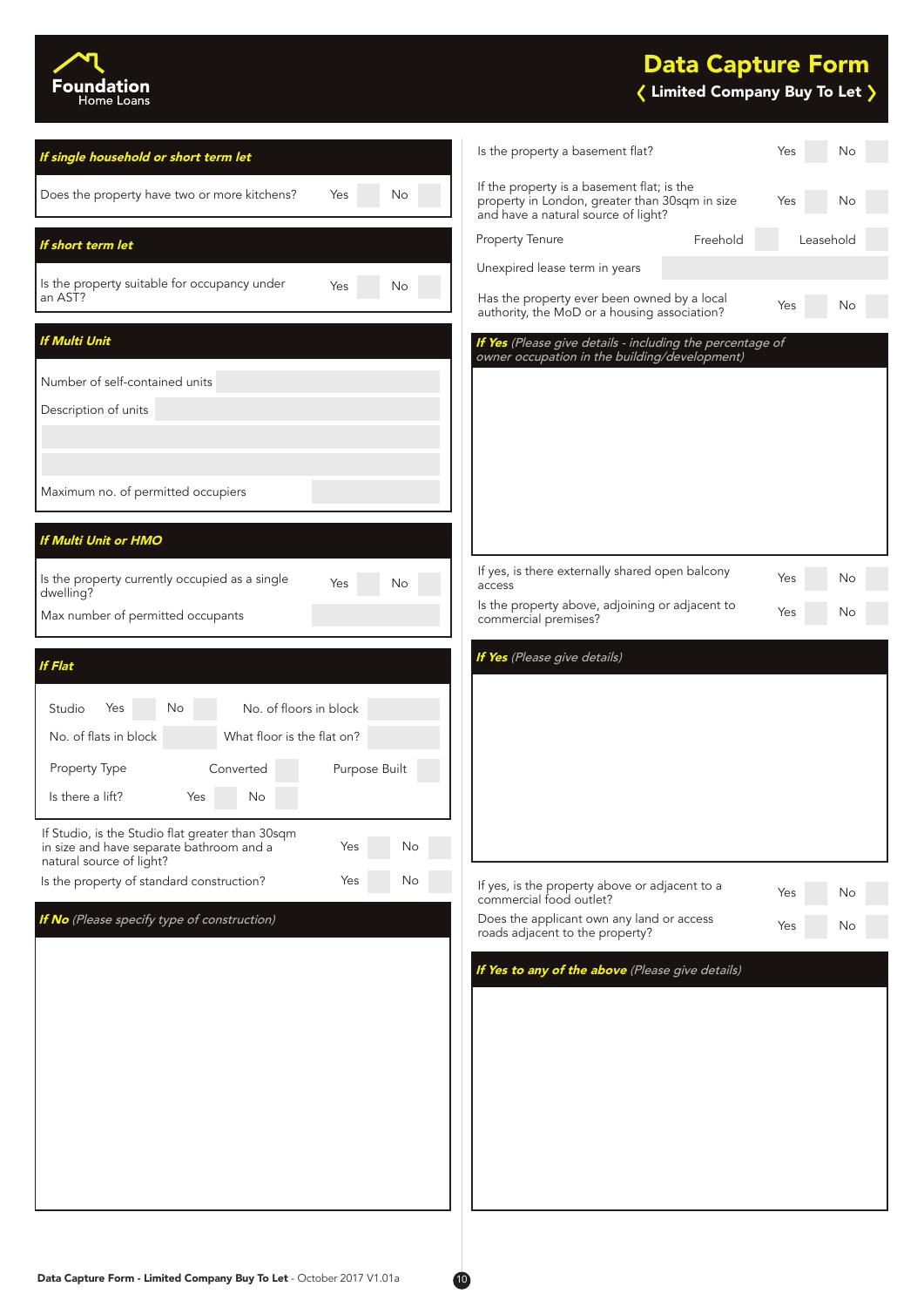# Data Capture Form

**Limited Company Buy To Let**

### *If single household or short term let*

| | | |
|---|---|---|
| Does the property have two or more kitchens? | Yes | No |

### *If short term let*

| | | |
|---|---|---|
| Is the property suitable for occupancy under an AST? | Yes | No |

### *If Multi Unit*

Number of self-contained units

Description of units

Maximum no. of permitted occupiers

### *If Multi Unit or HMO*

| | | |
|---|---|---|
| Is the property currently occupied as a single dwelling? | Yes | No |

Max number of permitted occupants

### *If Flat*

| | | | | |
|---|---|---|---|---|
| Studio | Yes | No | No. of floors in block | |
| No. of flats in block | | | What floor is the flat on? | |
| Property Type | | Converted | | Purpose Built |
| Is there a lift? | Yes | No | | |

| | | |
|---|---|---|
| If Studio, is the Studio flat greater than 30sqm in size and have separate bathroom and a natural source of light? | Yes | No |
| Is the property of standard construction? | Yes | No |

### ***If No*** *(Please specify type of construction)*

| | | |
|---|---|---|
| Is the property a basement flat? | Yes | No |
| If the property is a basement flat; is the property in London, greater than 30sqm in size and have a natural source of light? | Yes | No |
| Property Tenure | Freehold | Leasehold |

Unexpired lease term in years

| | | |
|---|---|---|
| Has the property ever been owned by a local authority, the MoD or a housing association? | Yes | No |

### ***If Yes*** *(Please give details - including the percentage of owner occupation in the building/development)*

| | | |
|---|---|---|
| If yes, is there externally shared open balcony access | Yes | No |
| Is the property above, adjoining or adjacent to commercial premises? | Yes | No |

### ***If Yes*** *(Please give details)*

| | | |
|---|---|---|
| If yes, is the property above or adjacent to a commercial food outlet? | Yes | No |
| Does the applicant own any land or access roads adjacent to the property? | Yes | No |

### ***If Yes to any of the above*** *(Please give details)*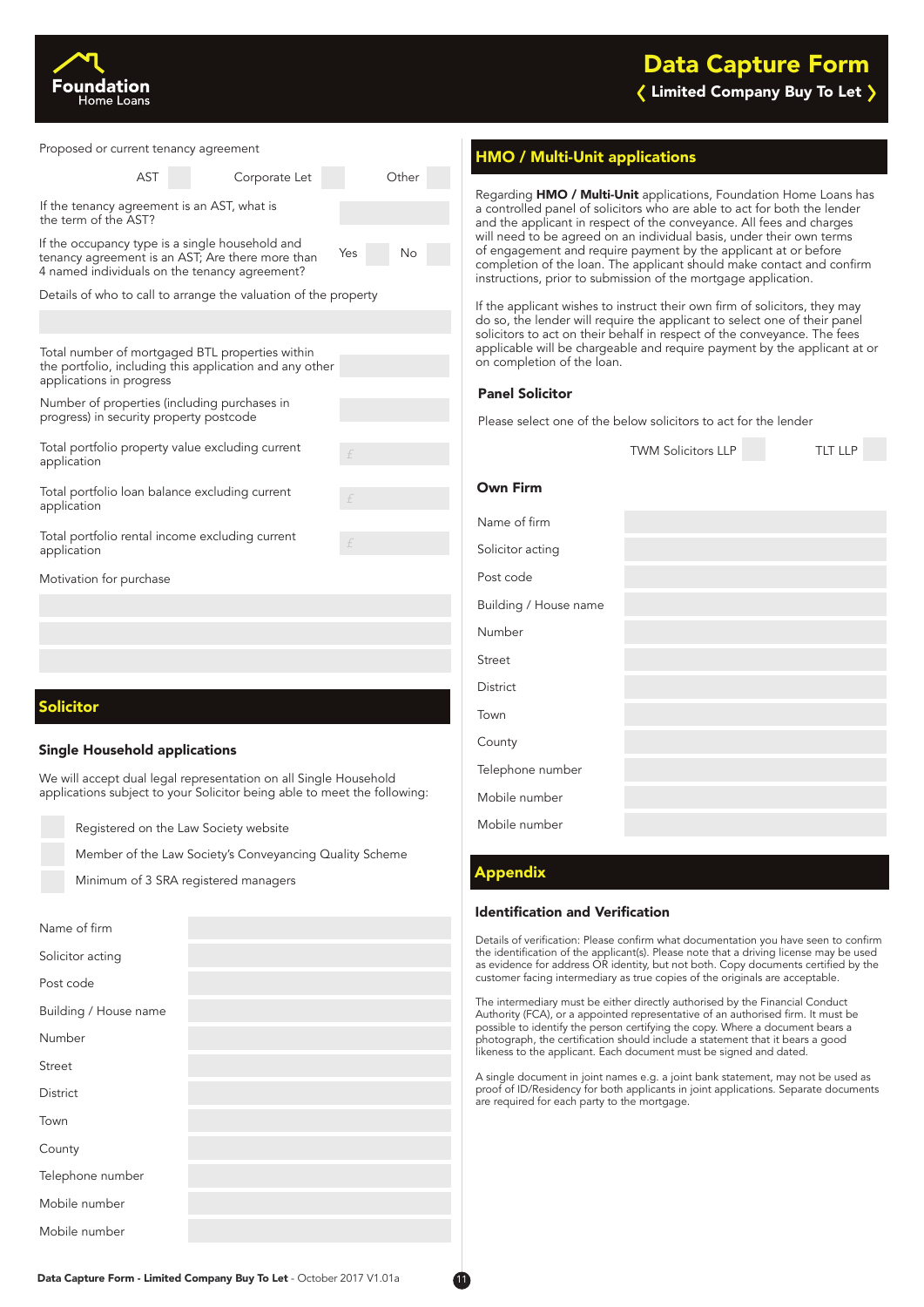# Data Capture Form

**Limited Company Buy To Let**

Proposed or current tenancy agreement

AST | Corporate Let | Other

If the tenancy agreement is an AST, what is the term of the AST?

If the occupancy type is a single household and tenancy agreement is an AST; Are there more than 4 named individuals on the tenancy agreement? Yes | No

Details of who to call to arrange the valuation of the property

Total number of mortgaged BTL properties within the portfolio, including this application and any other applications in progress

Number of properties (including purchases in progress) in security property postcode

Total portfolio property value excluding current application £

Total portfolio loan balance excluding current application £

Total portfolio rental income excluding current application £

Motivation for purchase

## Solicitor

### Single Household applications

We will accept dual legal representation on all Single Household applications subject to your Solicitor being able to meet the following:

- Registered on the Law Society website
- Member of the Law Society's Conveyancing Quality Scheme
- Minimum of 3 SRA registered managers

| | |
|---|---|
| Name of firm | |
| Solicitor acting | |
| Post code | |
| Building / House name | |
| Number | |
| Street | |
| District | |
| Town | |
| County | |
| Telephone number | |
| Mobile number | |
| Mobile number | |

## HMO / Multi-Unit applications

Regarding **HMO / Multi-Unit** applications, Foundation Home Loans has a controlled panel of solicitors who are able to act for both the lender and the applicant in respect of the conveyance. All fees and charges will need to be agreed on an individual basis, under their own terms of engagement and require payment by the applicant at or before completion of the loan. The applicant should make contact and confirm instructions, prior to submission of the mortgage application.

If the applicant wishes to instruct their own firm of solicitors, they may do so, the lender will require the applicant to select one of their panel solicitors to act on their behalf in respect of the conveyance. The fees applicable will be chargeable and require payment by the applicant at or on completion of the loan.

### Panel Solicitor

Please select one of the below solicitors to act for the lender

TWM Solicitors LLP | TLT LLP

### Own Firm

| | |
|---|---|
| Name of firm | |
| Solicitor acting | |
| Post code | |
| Building / House name | |
| Number | |
| Street | |
| District | |
| Town | |
| County | |
| Telephone number | |
| Mobile number | |
| Mobile number | |

## Appendix

### Identification and Verification

Details of verification: Please confirm what documentation you have seen to confirm the identification of the applicant(s). Please note that a driving license may be used as evidence for address OR identity, but not both. Copy documents certified by the customer facing intermediary as true copies of the originals are acceptable.

The intermediary must be either directly authorised by the Financial Conduct Authority (FCA), or a appointed representative of an authorised firm. It must be possible to identify the person certifying the copy. Where a document bears a photograph, the certification should include a statement that it bears a good likeness to the applicant. Each document must be signed and dated.

A single document in joint names e.g. a joint bank statement, may not be used as proof of ID/Residency for both applicants in joint applications. Separate documents are required for each party to the mortgage.